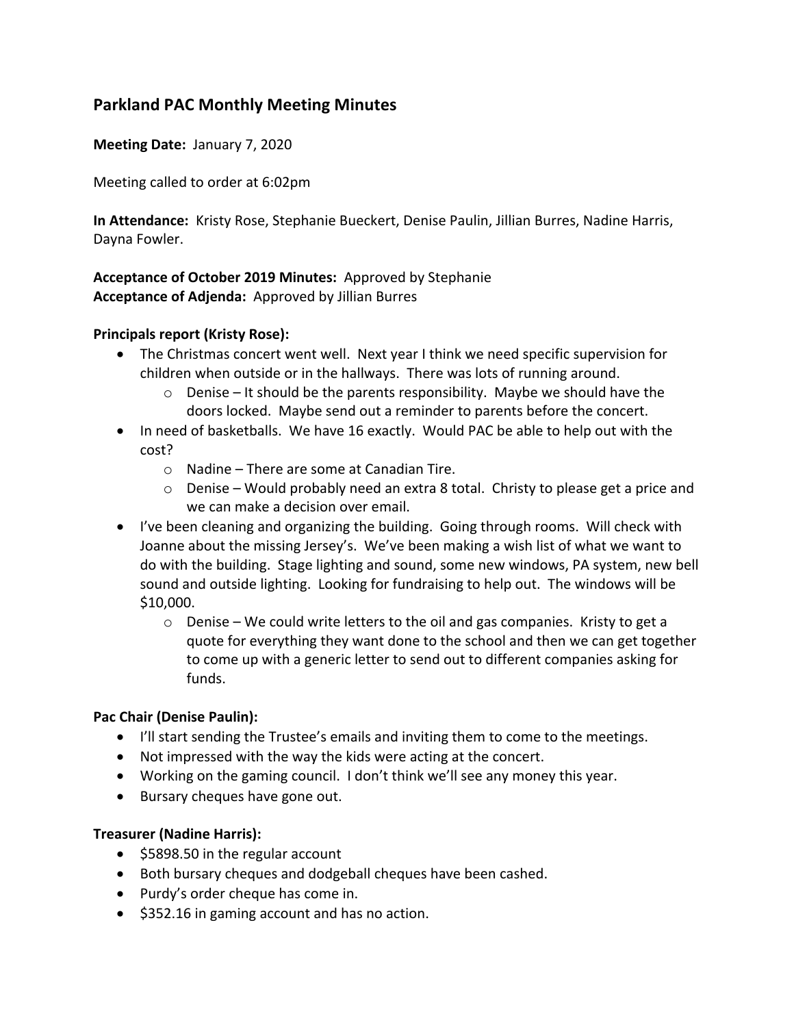## Parkland PAC Monthly Meeting Minutes

**Meeting Date:** January 7, 2020

Meeting called to order at 6:02pm

**In Attendance:** Kristy Rose, Stephanie Bueckert, Denise Paulin, Jillian Burres, Nadine Harris, Dayna Fowler.

**Acceptance of October 2019 Minutes:** Approved by Stephanie
**Acceptance of Adjenda:** Approved by Jillian Burres

**Principals report (Kristy Rose):**

- The Christmas concert went well. Next year I think we need specific supervision for children when outside or in the hallways. There was lots of running around.
  - Denise – It should be the parents responsibility. Maybe we should have the doors locked. Maybe send out a reminder to parents before the concert.
- In need of basketballs. We have 16 exactly. Would PAC be able to help out with the cost?
  - Nadine – There are some at Canadian Tire.
  - Denise – Would probably need an extra 8 total. Christy to please get a price and we can make a decision over email.
- I've been cleaning and organizing the building. Going through rooms. Will check with Joanne about the missing Jersey's. We've been making a wish list of what we want to do with the building. Stage lighting and sound, some new windows, PA system, new bell sound and outside lighting. Looking for fundraising to help out. The windows will be $10,000.
  - Denise – We could write letters to the oil and gas companies. Kristy to get a quote for everything they want done to the school and then we can get together to come up with a generic letter to send out to different companies asking for funds.

**Pac Chair (Denise Paulin):**

- I'll start sending the Trustee's emails and inviting them to come to the meetings.
- Not impressed with the way the kids were acting at the concert.
- Working on the gaming council. I don't think we'll see any money this year.
- Bursary cheques have gone out.

**Treasurer (Nadine Harris):**

- $5898.50 in the regular account
- Both bursary cheques and dodgeball cheques have been cashed.
- Purdy's order cheque has come in.
- $352.16 in gaming account and has no action.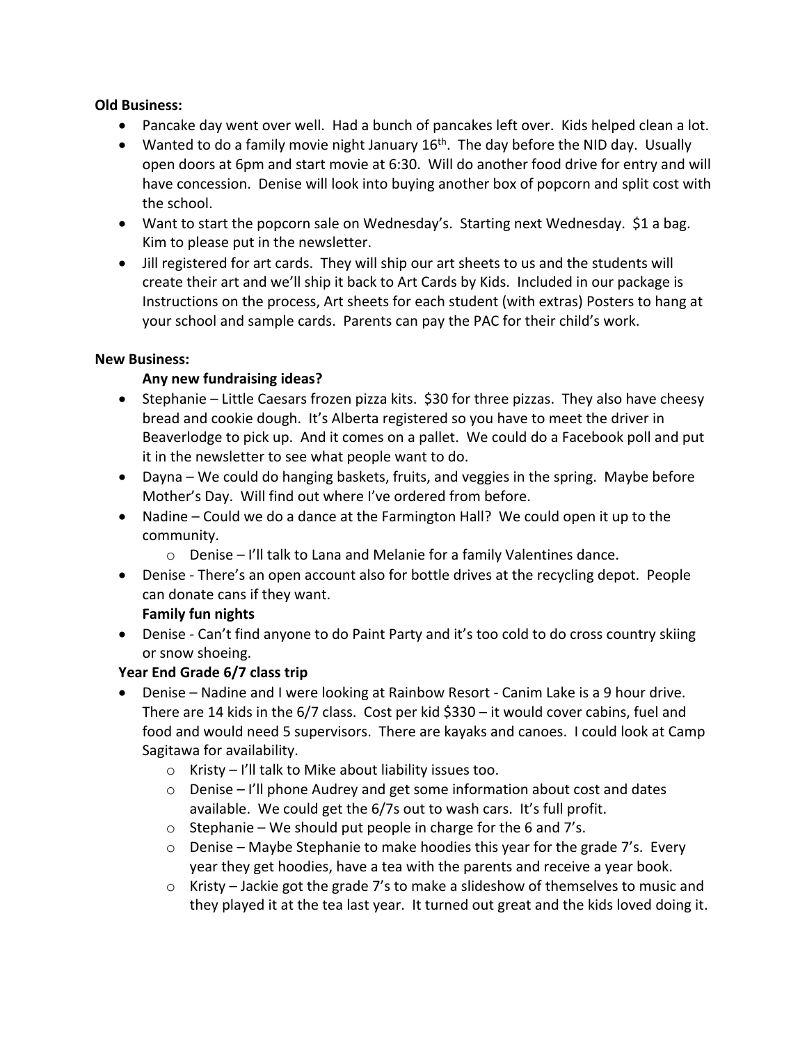**Old Business:**

- Pancake day went over well. Had a bunch of pancakes left over. Kids helped clean a lot.
- Wanted to do a family movie night January 16th. The day before the NID day. Usually open doors at 6pm and start movie at 6:30. Will do another food drive for entry and will have concession. Denise will look into buying another box of popcorn and split cost with the school.
- Want to start the popcorn sale on Wednesday's. Starting next Wednesday. $1 a bag. Kim to please put in the newsletter.
- Jill registered for art cards. They will ship our art sheets to us and the students will create their art and we'll ship it back to Art Cards by Kids. Included in our package is Instructions on the process, Art sheets for each student (with extras) Posters to hang at your school and sample cards. Parents can pay the PAC for their child's work.

**New Business:**

**Any new fundraising ideas?**

- Stephanie – Little Caesars frozen pizza kits. $30 for three pizzas. They also have cheesy bread and cookie dough. It's Alberta registered so you have to meet the driver in Beaverlodge to pick up. And it comes on a pallet. We could do a Facebook poll and put it in the newsletter to see what people want to do.
- Dayna – We could do hanging baskets, fruits, and veggies in the spring. Maybe before Mother's Day. Will find out where I've ordered from before.
- Nadine – Could we do a dance at the Farmington Hall? We could open it up to the community.
    - Denise – I'll talk to Lana and Melanie for a family Valentines dance.
- Denise - There's an open account also for bottle drives at the recycling depot. People can donate cans if they want.

**Family fun nights**

- Denise - Can't find anyone to do Paint Party and it's too cold to do cross country skiing or snow shoeing.

**Year End Grade 6/7 class trip**

- Denise – Nadine and I were looking at Rainbow Resort - Canim Lake is a 9 hour drive. There are 14 kids in the 6/7 class. Cost per kid $330 – it would cover cabins, fuel and food and would need 5 supervisors. There are kayaks and canoes. I could look at Camp Sagitawa for availability.
    - Kristy – I'll talk to Mike about liability issues too.
    - Denise – I'll phone Audrey and get some information about cost and dates available. We could get the 6/7s out to wash cars. It's full profit.
    - Stephanie – We should put people in charge for the 6 and 7's.
    - Denise – Maybe Stephanie to make hoodies this year for the grade 7's. Every year they get hoodies, have a tea with the parents and receive a year book.
    - Kristy – Jackie got the grade 7's to make a slideshow of themselves to music and they played it at the tea last year. It turned out great and the kids loved doing it.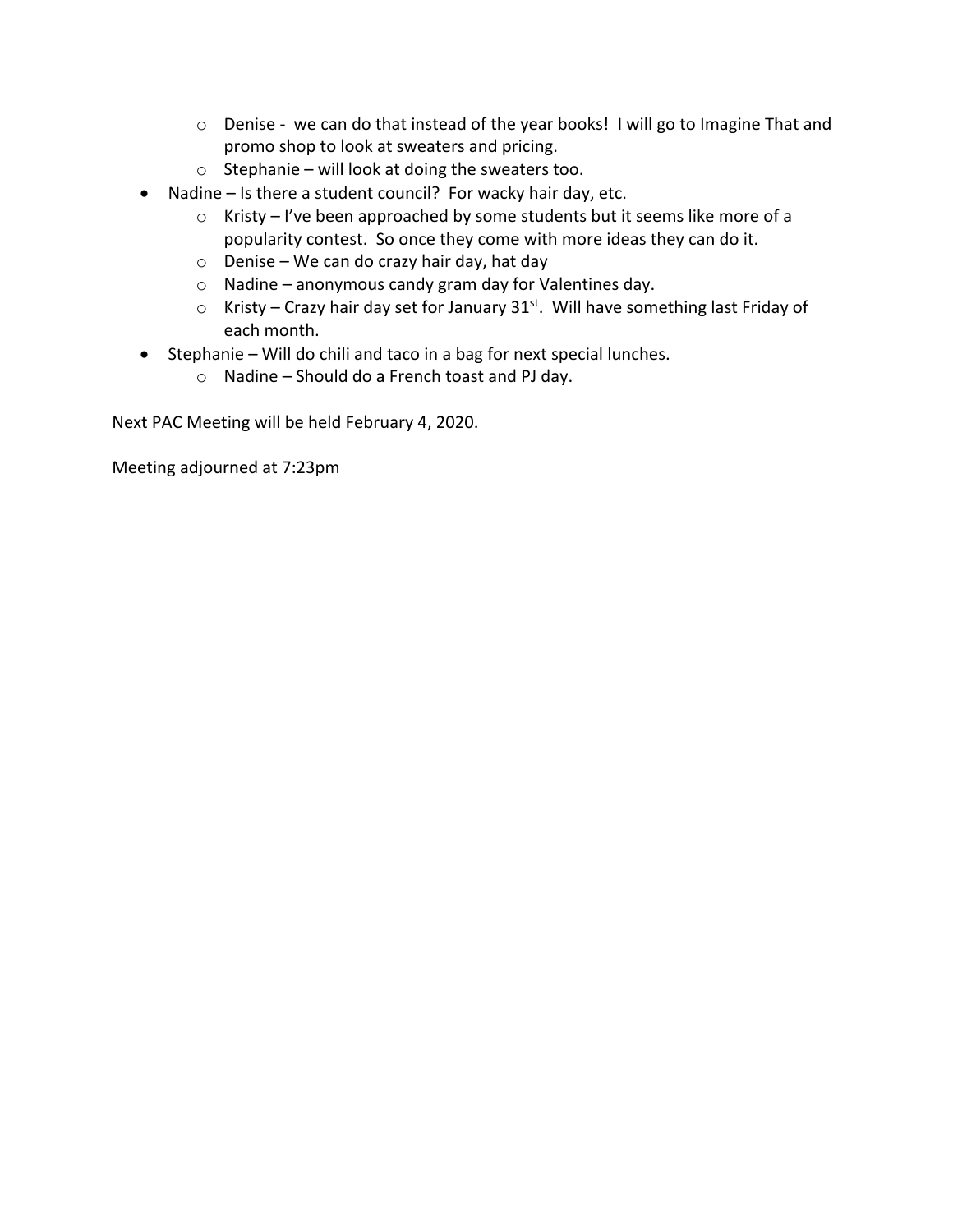- Denise - we can do that instead of the year books! I will go to Imagine That and promo shop to look at sweaters and pricing.
   - Stephanie – will look at doing the sweaters too.
- Nadine – Is there a student council? For wacky hair day, etc.
   - Kristy – I've been approached by some students but it seems like more of a popularity contest. So once they come with more ideas they can do it.
   - Denise – We can do crazy hair day, hat day
   - Nadine – anonymous candy gram day for Valentines day.
   - Kristy – Crazy hair day set for January 31st. Will have something last Friday of each month.
- Stephanie – Will do chili and taco in a bag for next special lunches.
   - Nadine – Should do a French toast and PJ day.

Next PAC Meeting will be held February 4, 2020.

Meeting adjourned at 7:23pm